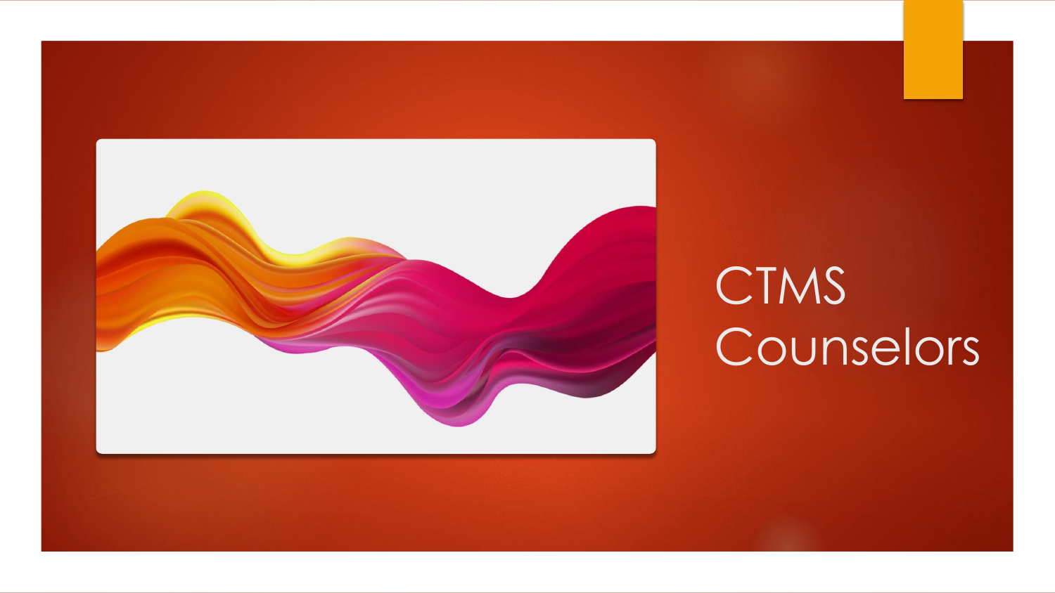# CTMS Counselors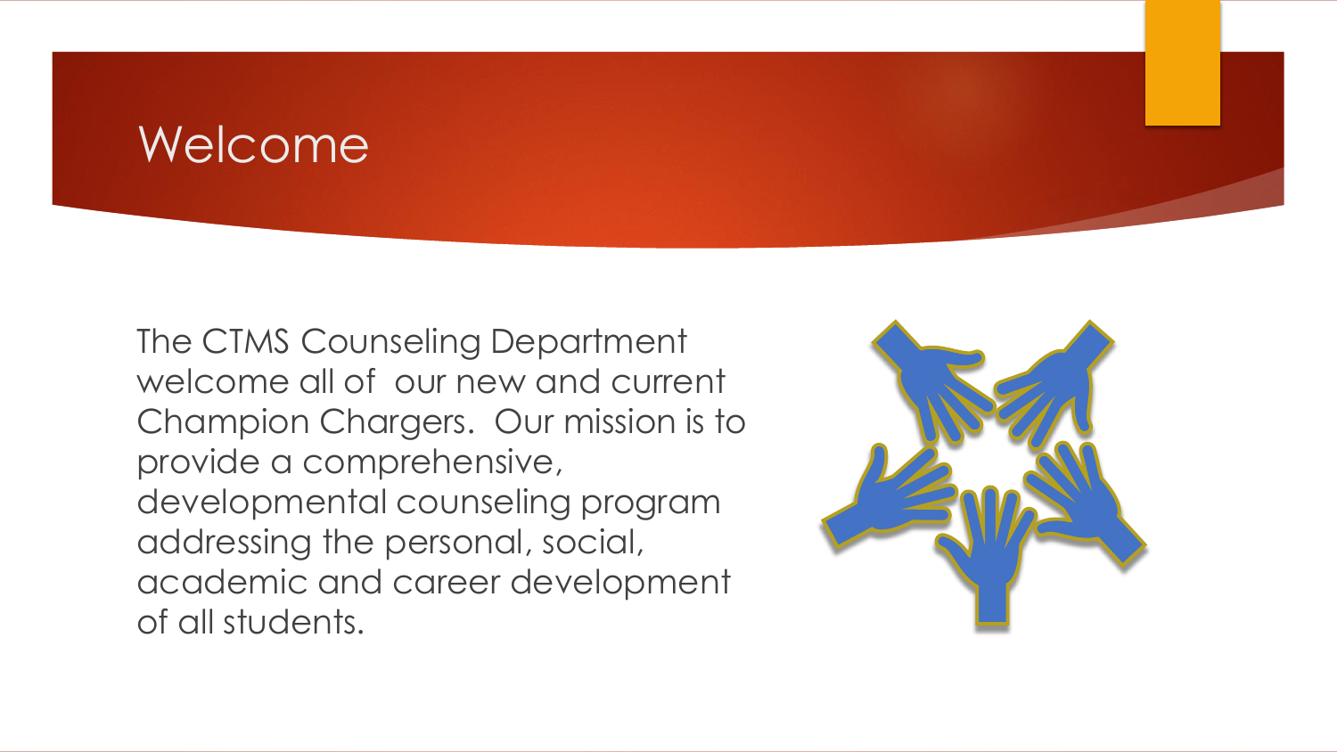# Welcome

The CTMS Counseling Department welcome all of our new and current Champion Chargers. Our mission is to provide a comprehensive, developmental counseling program addressing the personal, social, academic and career development of all students.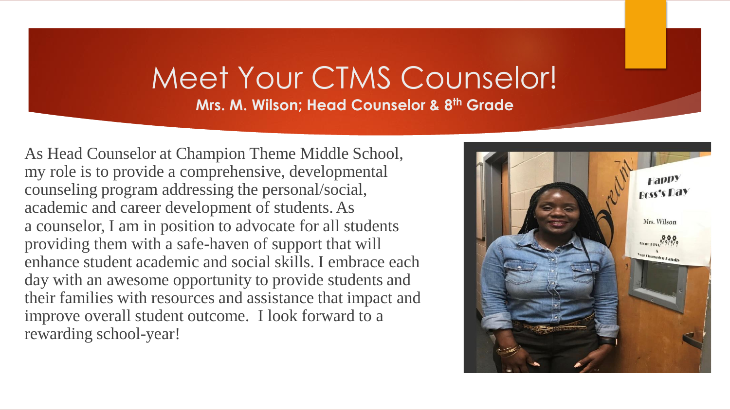# Meet Your CTMS Counselor!

**Mrs. M. Wilson; Head Counselor & 8th Grade**

As Head Counselor at Champion Theme Middle School, my role is to provide a comprehensive, developmental counseling program addressing the personal/social, academic and career development of students. As a counselor, I am in position to advocate for all students providing them with a safe-haven of support that will enhance student academic and social skills. I embrace each day with an awesome opportunity to provide students and their families with resources and assistance that impact and improve overall student outcome. I look forward to a rewarding school-year!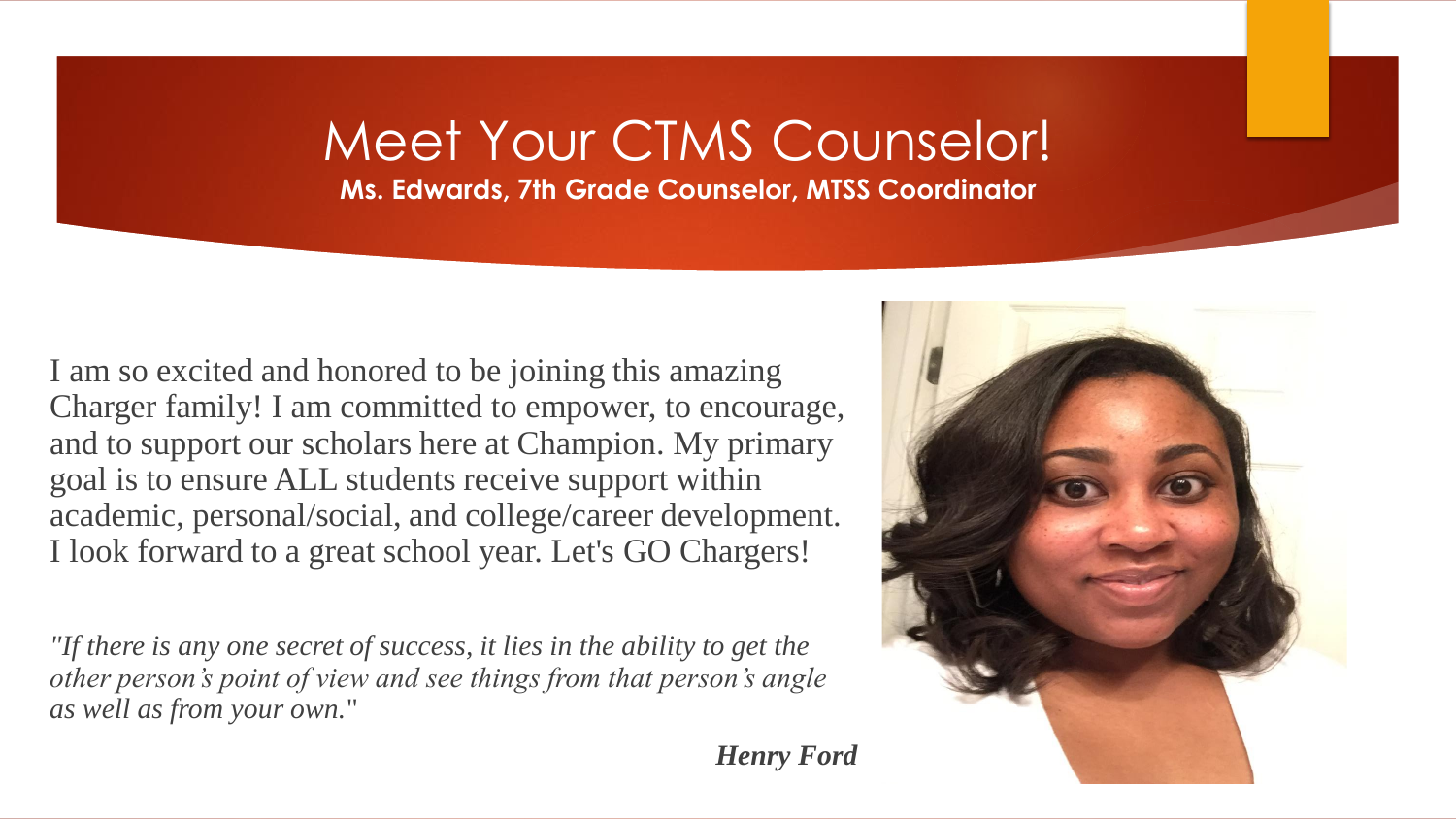# Meet Your CTMS Counselor!

**Ms. Edwards, 7th Grade Counselor, MTSS Coordinator**

I am so excited and honored to be joining this amazing Charger family! I am committed to empower, to encourage, and to support our scholars here at Champion. My primary goal is to ensure ALL students receive support within academic, personal/social, and college/career development. I look forward to a great school year. Let's GO Chargers!

*"If there is any one secret of success, it lies in the ability to get the other person's point of view and see things from that person's angle as well as from your own."*

***Henry Ford***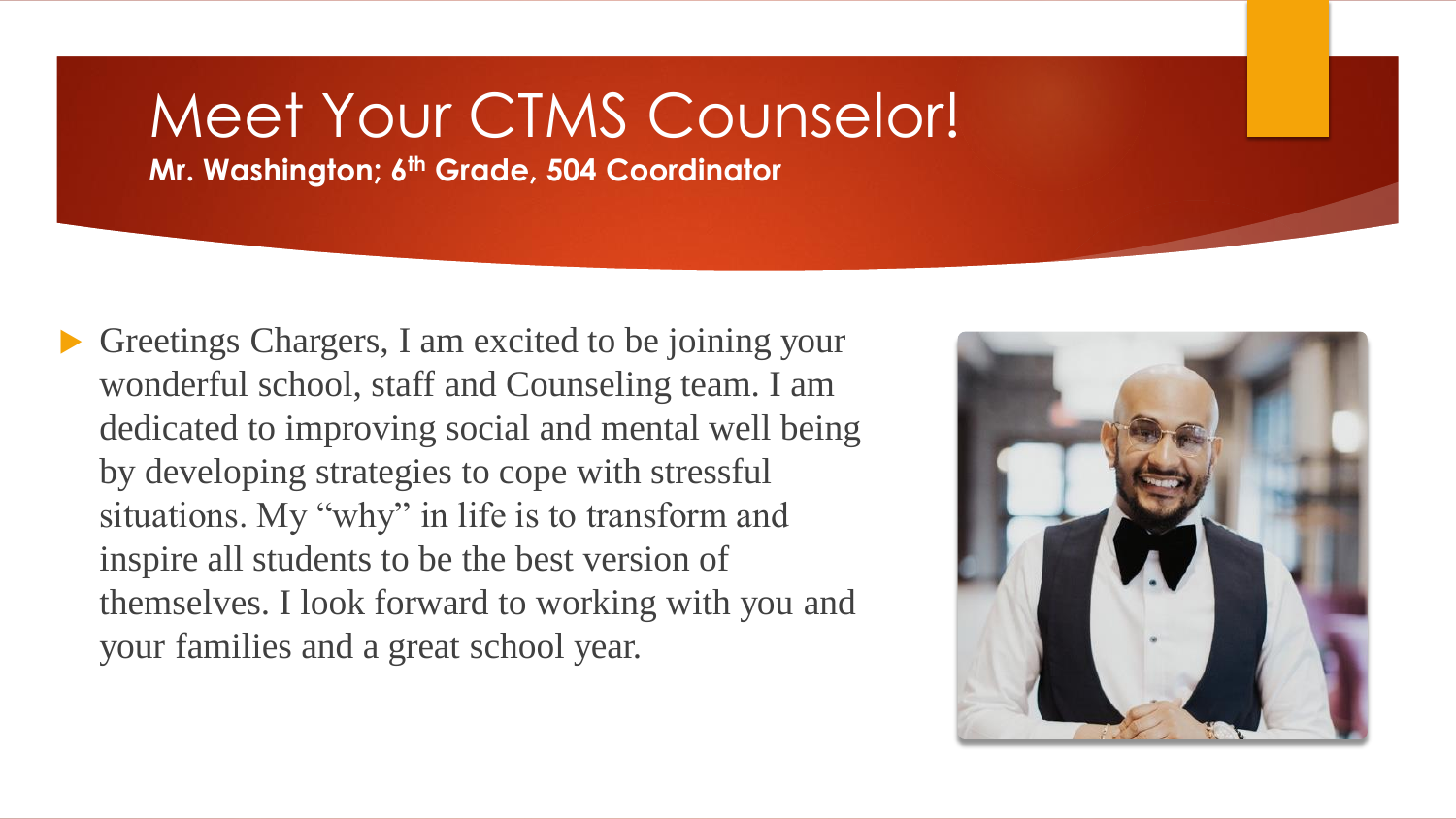# Meet Your CTMS Counselor!

**Mr. Washington; 6th Grade, 504 Coordinator**

- Greetings Chargers, I am excited to be joining your wonderful school, staff and Counseling team. I am dedicated to improving social and mental well being by developing strategies to cope with stressful situations. My "why" in life is to transform and inspire all students to be the best version of themselves. I look forward to working with you and your families and a great school year.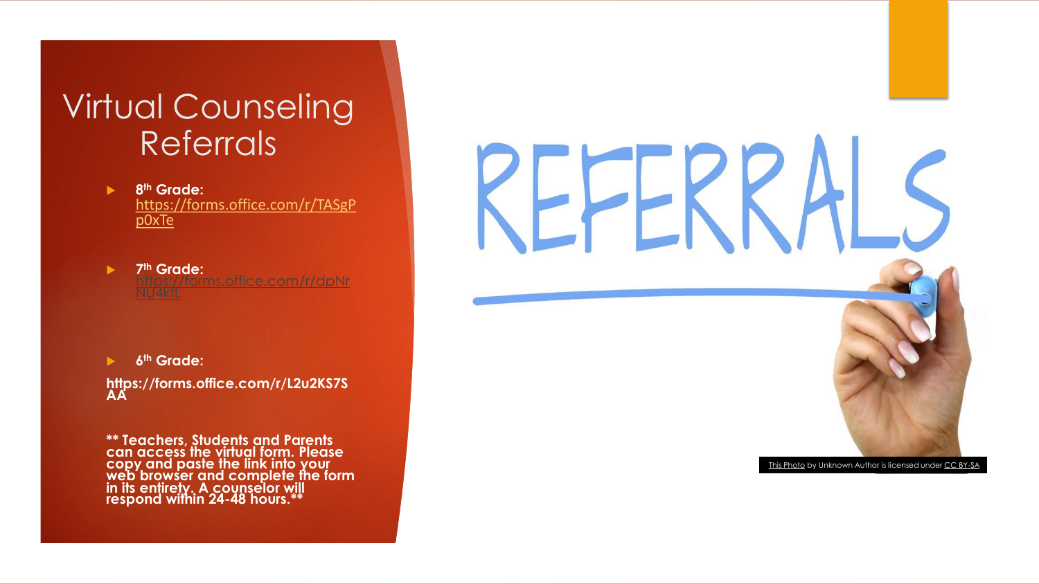# Virtual Counseling Referrals

- **8th Grade:** https://forms.office.com/r/TASgPp0xTe
- **7th Grade:** https://forms.office.com/r/dpNrNU4ktL
- **6th Grade:**

**https://forms.office.com/r/L2u2KS7SAA**

**** Teachers, Students and Parents can access the virtual form. Please copy and paste the link into your web browser and complete the form in its entirety. A counselor will respond within 24-48 hours.****

REFERRALS

This Photo by Unknown Author is licensed under CC BY-SA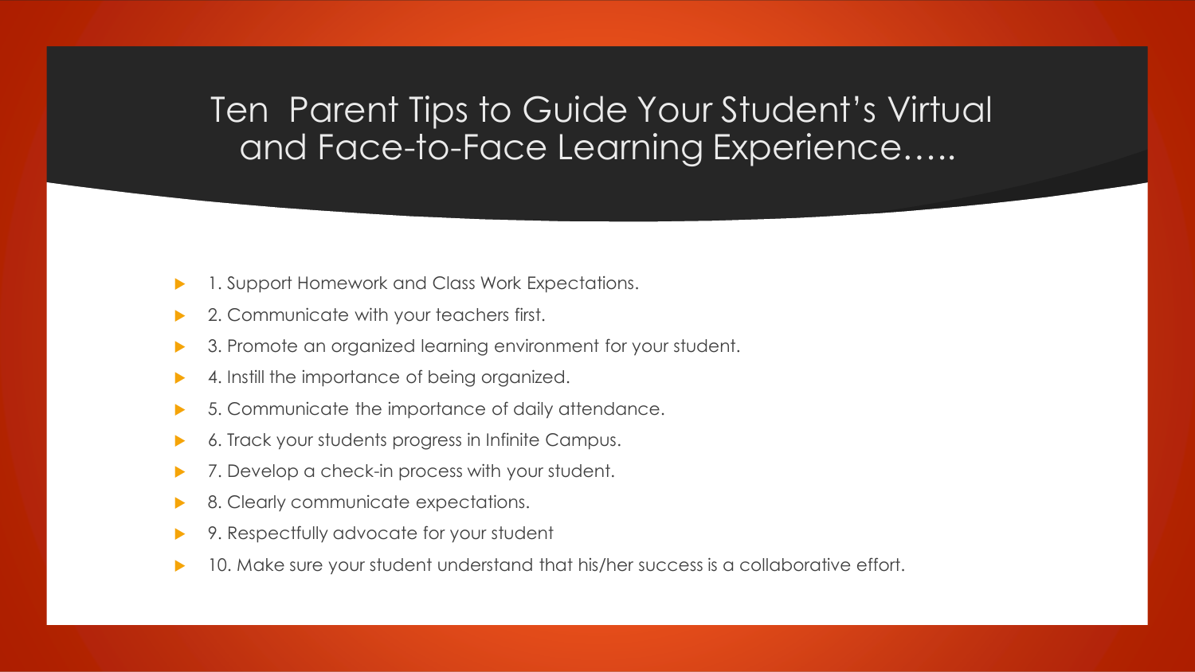# Ten Parent Tips to Guide Your Student's Virtual and Face-to-Face Learning Experience…..

- 1. Support Homework and Class Work Expectations.
- 2. Communicate with your teachers first.
- 3. Promote an organized learning environment for your student.
- 4. Instill the importance of being organized.
- 5. Communicate the importance of daily attendance.
- 6. Track your students progress in Infinite Campus.
- 7. Develop a check-in process with your student.
- 8. Clearly communicate expectations.
- 9. Respectfully advocate for your student
- 10. Make sure your student understand that his/her success is a collaborative effort.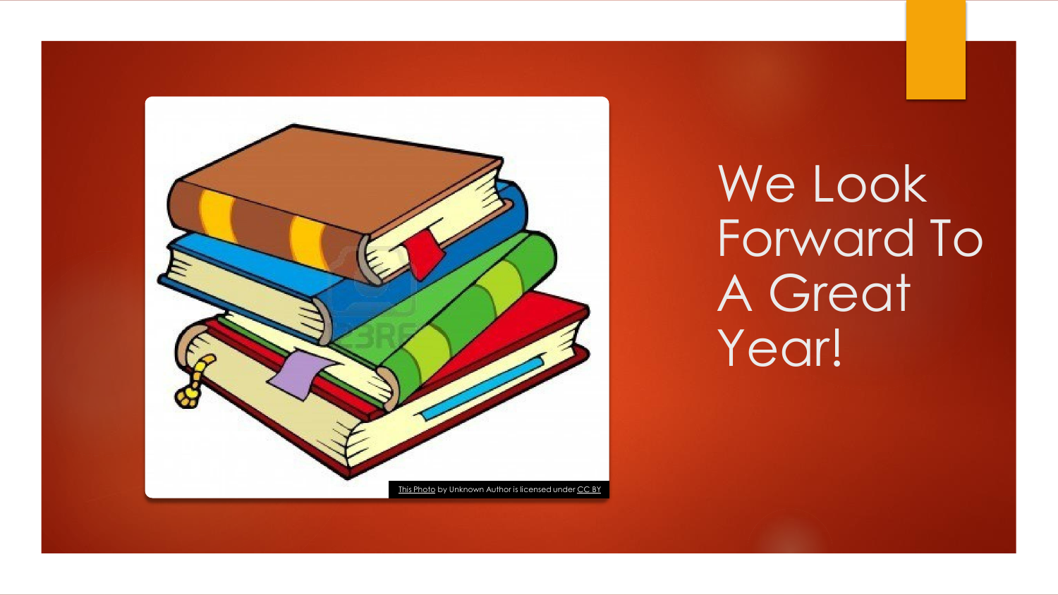# We Look Forward To A Great Year!

This Photo by Unknown Author is licensed under CC BY